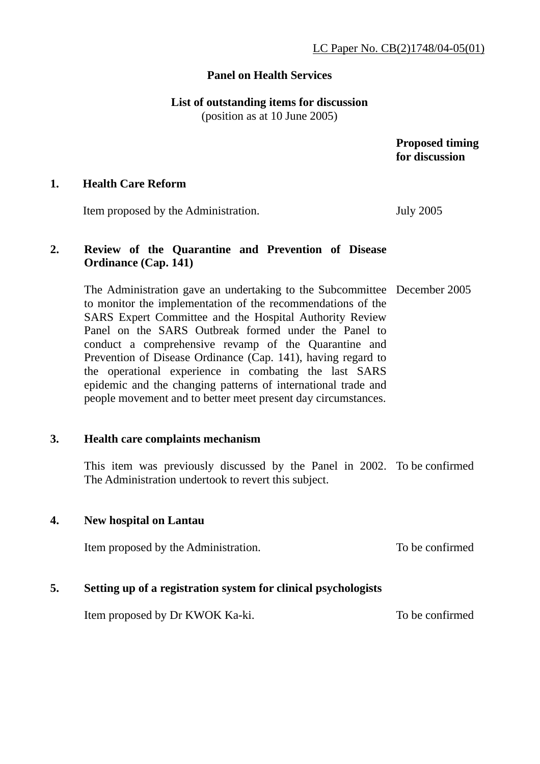LC Paper No. CB(2)1748/04-05(01)

**Panel on Health Services**

**List of outstanding items for discussion**
(position as at 10 June 2005)

| | | **Proposed timing for discussion** |
|---|---|---|
| **1.** | **Health Care Reform**<br><br>Item proposed by the Administration. | July 2005 |
| **2.** | **Review of the Quarantine and Prevention of Disease Ordinance (Cap. 141)**<br><br>The Administration gave an undertaking to the Subcommittee to monitor the implementation of the recommendations of the SARS Expert Committee and the Hospital Authority Review Panel on the SARS Outbreak formed under the Panel to conduct a comprehensive revamp of the Quarantine and Prevention of Disease Ordinance (Cap. 141), having regard to the operational experience in combating the last SARS epidemic and the changing patterns of international trade and people movement and to better meet present day circumstances. | December 2005 |
| **3.** | **Health care complaints mechanism**<br><br>This item was previously discussed by the Panel in 2002. The Administration undertook to revert this subject. | To be confirmed |
| **4.** | **New hospital on Lantau**<br><br>Item proposed by the Administration. | To be confirmed |
| **5.** | **Setting up of a registration system for clinical psychologists**<br><br>Item proposed by Dr KWOK Ka-ki. | To be confirmed |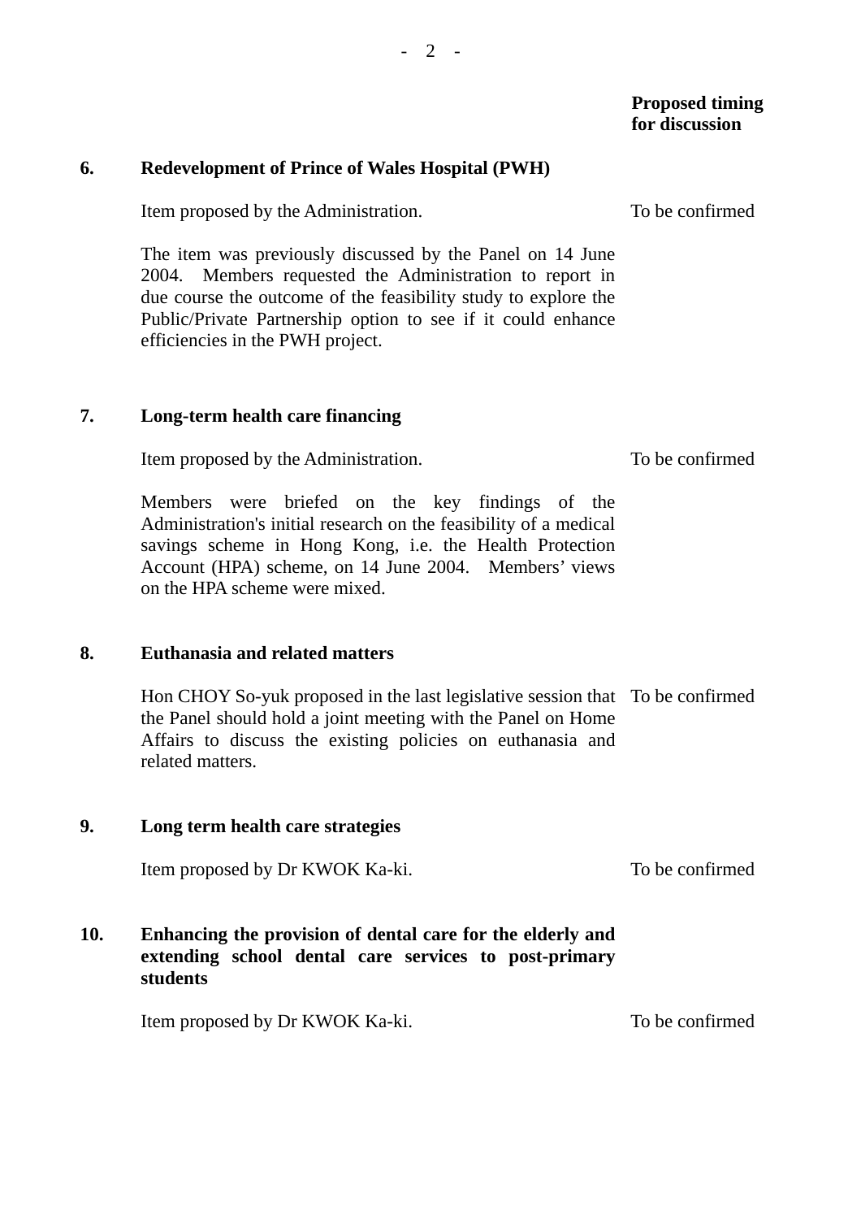**Proposed timing for discussion**

**6. Redevelopment of Prince of Wales Hospital (PWH)**

Item proposed by the Administration. — To be confirmed

The item was previously discussed by the Panel on 14 June 2004. Members requested the Administration to report in due course the outcome of the feasibility study to explore the Public/Private Partnership option to see if it could enhance efficiencies in the PWH project.

**7. Long-term health care financing**

Item proposed by the Administration. — To be confirmed

Members were briefed on the key findings of the Administration's initial research on the feasibility of a medical savings scheme in Hong Kong, i.e. the Health Protection Account (HPA) scheme, on 14 June 2004. Members' views on the HPA scheme were mixed.

**8. Euthanasia and related matters**

Hon CHOY So-yuk proposed in the last legislative session that the Panel should hold a joint meeting with the Panel on Home Affairs to discuss the existing policies on euthanasia and related matters. — To be confirmed

**9. Long term health care strategies**

Item proposed by Dr KWOK Ka-ki. — To be confirmed

**10. Enhancing the provision of dental care for the elderly and extending school dental care services to post-primary students**

Item proposed by Dr KWOK Ka-ki. — To be confirmed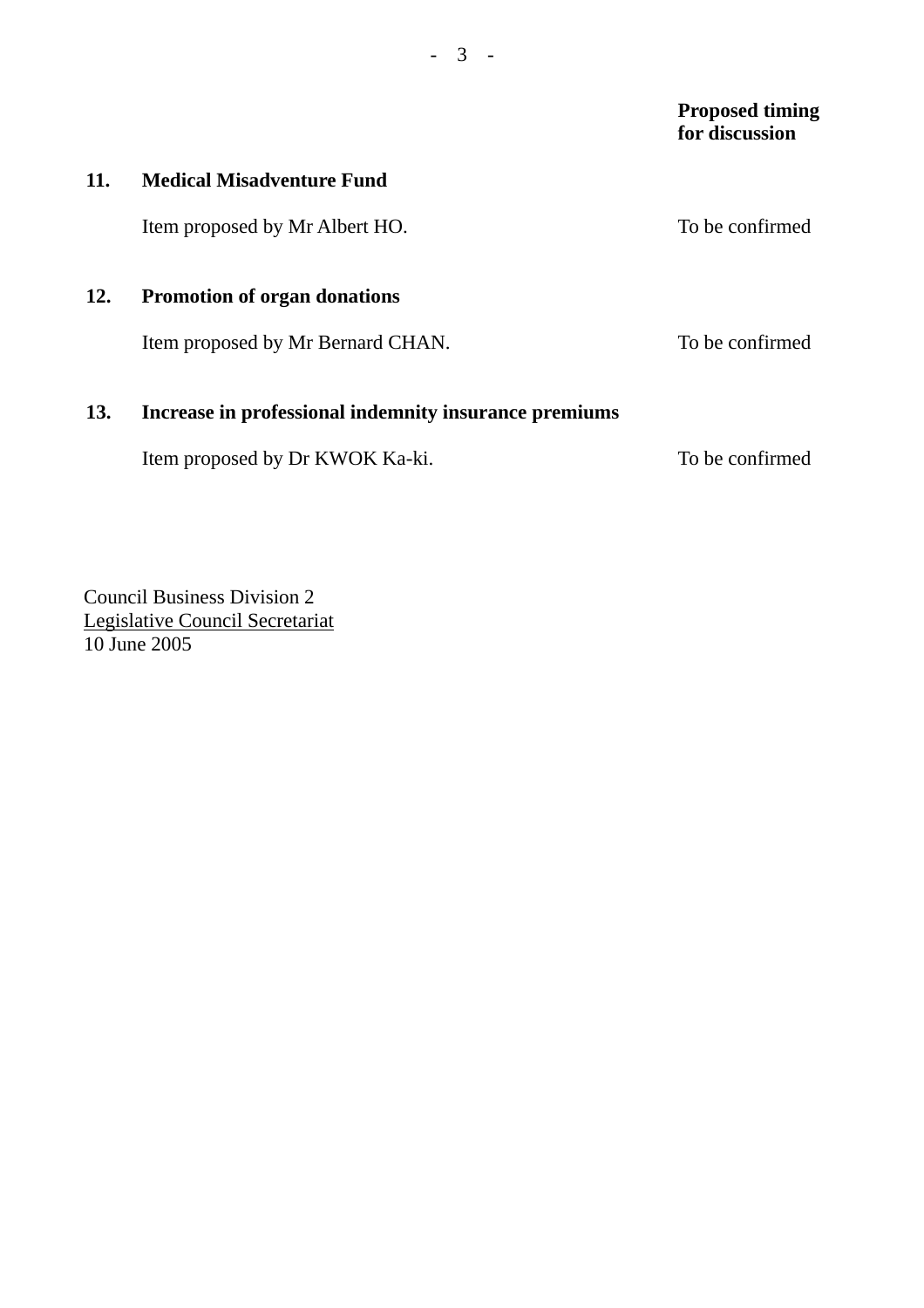| | | Proposed timing for discussion |
|---|---|---|
| **11.** | **Medical Misadventure Fund** | |
| | Item proposed by Mr Albert HO. | To be confirmed |
| **12.** | **Promotion of organ donations** | |
| | Item proposed by Mr Bernard CHAN. | To be confirmed |
| **13.** | **Increase in professional indemnity insurance premiums** | |
| | Item proposed by Dr KWOK Ka-ki. | To be confirmed |

Council Business Division 2
Legislative Council Secretariat
10 June 2005